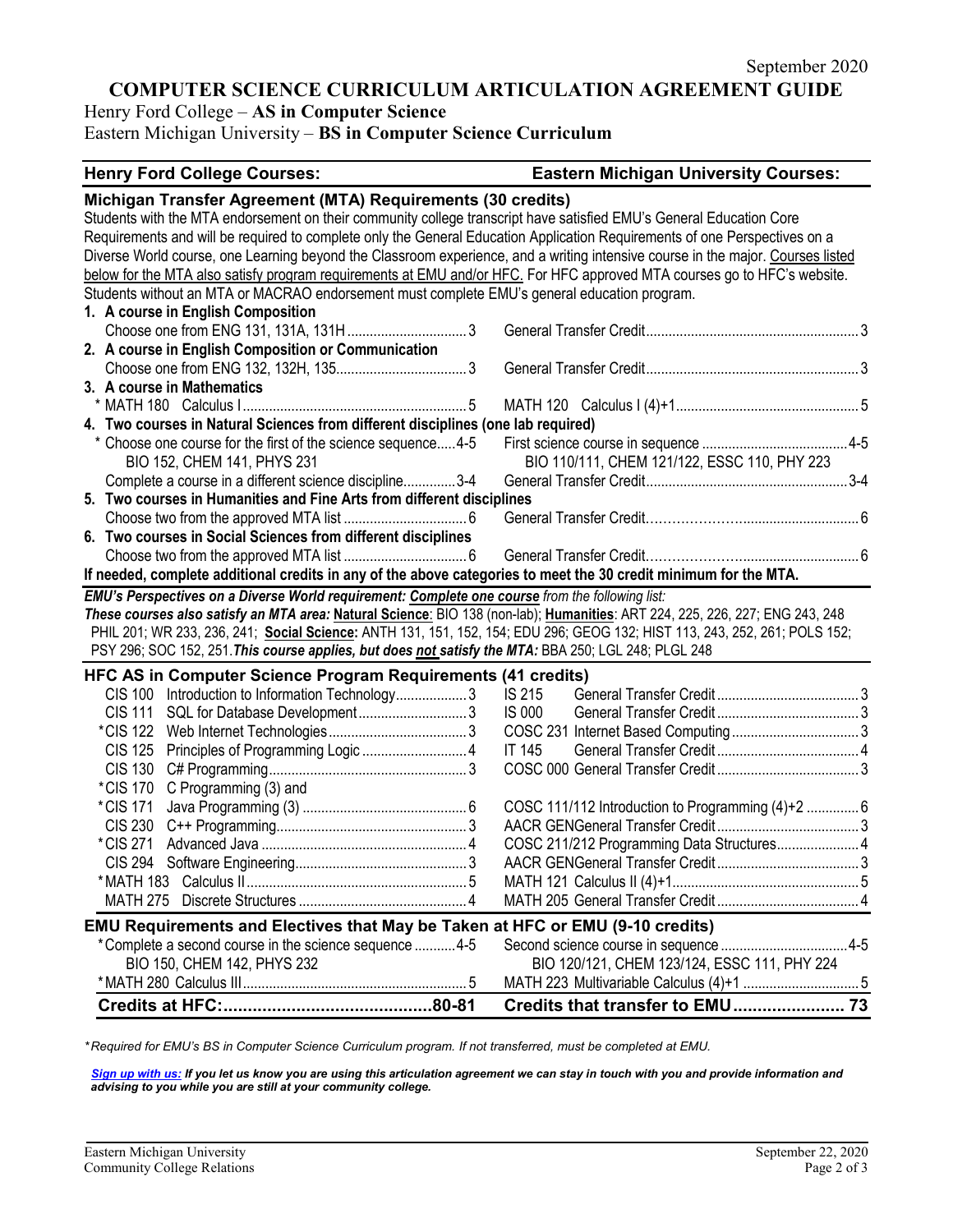September 2020

# COMPUTER SCIENCE CURRICULUM ARTICULATION AGREEMENT GUIDE

Henry Ford College – **AS in Computer Science**

Eastern Michigan University – **BS in Computer Science Curriculum**

| Henry Ford College Courses: | Eastern Michigan University Courses: |
|---|---|
| **Michigan Transfer Agreement (MTA) Requirements (30 credits)** | |

Students with the MTA endorsement on their community college transcript have satisfied EMU's General Education Core Requirements and will be required to complete only the General Education Application Requirements of one Perspectives on a Diverse World course, one Learning beyond the Classroom experience, and a writing intensive course in the major. Courses listed below for the MTA also satisfy program requirements at EMU and/or HFC. For HFC approved MTA courses go to HFC's website. Students without an MTA or MACRAO endorsement must complete EMU's general education program.

| Henry Ford College Courses | Credits | Eastern Michigan University Courses | Credits |
|---|---|---|---|
| **1. A course in English Composition** | | | |
| Choose one from ENG 131, 131A, 131H | 3 | General Transfer Credit | 3 |
| **2. A course in English Composition or Communication** | | | |
| Choose one from ENG 132, 132H, 135 | 3 | General Transfer Credit | 3 |
| **3. A course in Mathematics** | | | |
| * MATH 180 Calculus I | 5 | MATH 120 Calculus I (4)+1 | 5 |
| **4. Two courses in Natural Sciences from different disciplines (one lab required)** | | | |
| * Choose one course for the first of the science sequence: BIO 152, CHEM 141, PHYS 231 | 4-5 | First science course in sequence: BIO 110/111, CHEM 121/122, ESSC 110, PHY 223 | 4-5 |
| Complete a course in a different science discipline | 3-4 | General Transfer Credit | 3-4 |
| **5. Two courses in Humanities and Fine Arts from different disciplines** | | | |
| Choose two from the approved MTA list | 6 | General Transfer Credit | 6 |
| **6. Two courses in Social Sciences from different disciplines** | | | |
| Choose two from the approved MTA list | 6 | General Transfer Credit | 6 |

**If needed, complete additional credits in any of the above categories to meet the 30 credit minimum for the MTA.**

***EMU's Perspectives on a Diverse World requirement: Complete one course** from the following list:*
***These courses also satisfy an MTA area:** Natural Science*: BIO 138 (non-lab); ***Humanities***: ART 224, 225, 226, 227; ENG 243, 248 PHIL 201; WR 233, 236, 241; ***Social Science:*** ANTH 131, 151, 152, 154; EDU 296; GEOG 132; HIST 113, 243, 252, 261; POLS 152; PSY 296; SOC 152, 251. ***This course applies, but does not satisfy the MTA:*** BBA 250; LGL 248; PLGL 248

## HFC AS in Computer Science Program Requirements (41 credits)

| Henry Ford College Courses | Credits | Eastern Michigan University Courses | Credits |
|---|---|---|---|
| CIS 100 Introduction to Information Technology | 3 | IS 215 General Transfer Credit | 3 |
| CIS 111 SQL for Database Development | 3 | IS 000 General Transfer Credit | 3 |
| *CIS 122 Web Internet Technologies | 3 | COSC 231 Internet Based Computing | 3 |
| CIS 125 Principles of Programming Logic | 4 | IT 145 General Transfer Credit | 4 |
| CIS 130 C# Programming | 3 | COSC 000 General Transfer Credit | 3 |
| *CIS 170 C Programming (3) and *CIS 171 Java Programming (3) | 6 | COSC 111/112 Introduction to Programming (4)+2 | 6 |
| CIS 230 C++ Programming | 3 | AACR GENGeneral Transfer Credit | 3 |
| *CIS 271 Advanced Java | 4 | COSC 211/212 Programming Data Structures | 4 |
| CIS 294 Software Engineering | 3 | AACR GENGeneral Transfer Credit | 3 |
| *MATH 183 Calculus II | 5 | MATH 121 Calculus II (4)+1 | 5 |
| MATH 275 Discrete Structures | 4 | MATH 205 General Transfer Credit | 4 |

## EMU Requirements and Electives that May be Taken at HFC or EMU (9-10 credits)

| Henry Ford College Courses | Credits | Eastern Michigan University Courses | Credits |
|---|---|---|---|
| *Complete a second course in the science sequence: BIO 150, CHEM 142, PHYS 232 | 4-5 | Second science course in sequence: BIO 120/121, CHEM 123/124, ESSC 111, PHY 224 | 4-5 |
| *MATH 280 Calculus III | 5 | MATH 223 Multivariable Calculus (4)+1 | 5 |
| **Credits at HFC:** | **80-81** | **Credits that transfer to EMU** | **73** |

*\*Required for EMU's BS in Computer Science Curriculum program. If not transferred, must be completed at EMU.*

***Sign up with us:** If you let us know you are using this articulation agreement we can stay in touch with you and provide information and advising to you while you are still at your community college.*

Eastern Michigan University
Community College Relations

September 22, 2020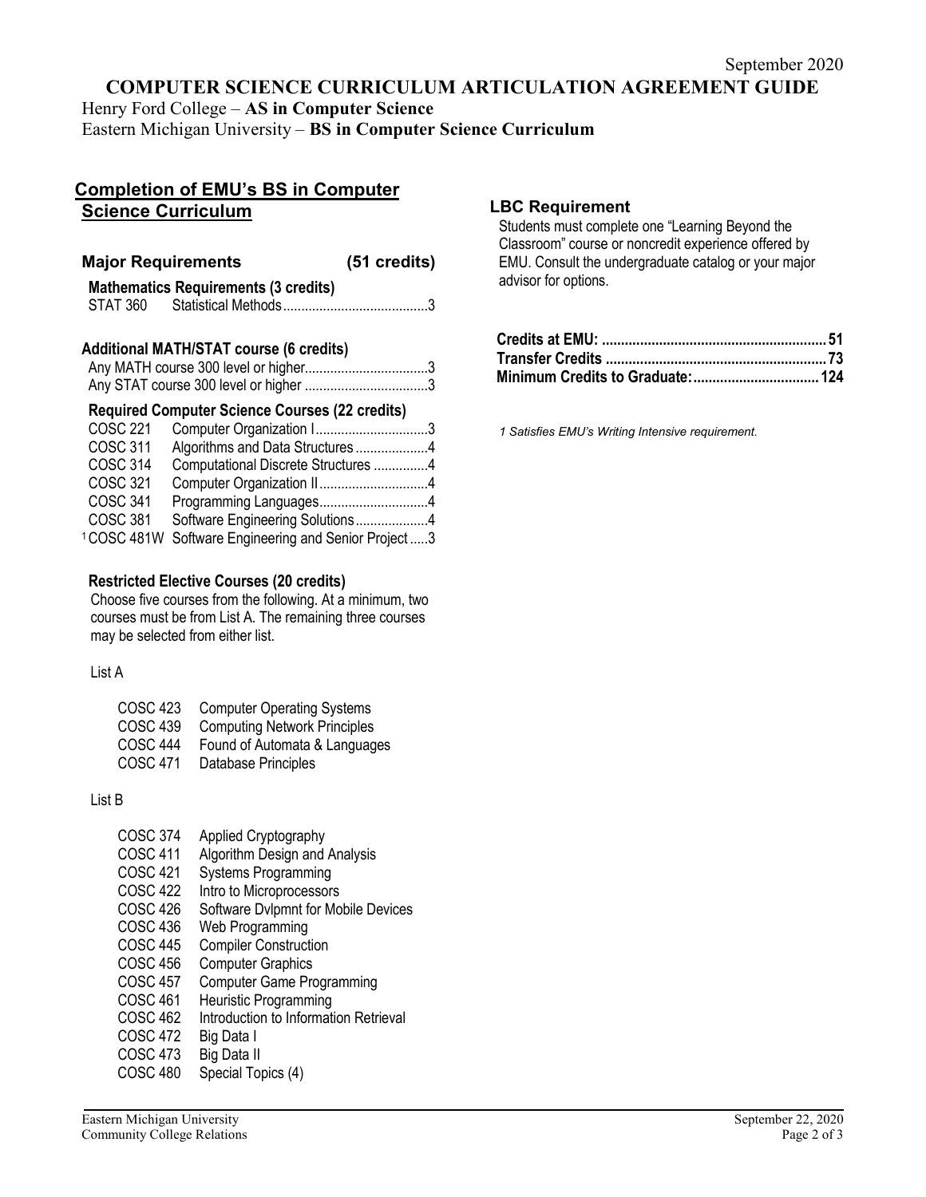September 2020

# COMPUTER SCIENCE CURRICULUM ARTICULATION AGREEMENT GUIDE

Henry Ford College – **AS in Computer Science**
Eastern Michigan University – **BS in Computer Science Curriculum**

## Completion of EMU's BS in Computer Science Curriculum

### Major Requirements (51 credits)

**Mathematics Requirements (3 credits)**

| Course | Title | Credits |
|---|---|---|
| STAT 360 | Statistical Methods | 3 |

**Additional MATH/STAT course (6 credits)**

| Course | Credits |
|---|---|
| Any MATH course 300 level or higher | 3 |
| Any STAT course 300 level or higher | 3 |

**Required Computer Science Courses (22 credits)**

| Course | Title | Credits |
|---|---|---|
| COSC 221 | Computer Organization I | 3 |
| COSC 311 | Algorithms and Data Structures | 4 |
| COSC 314 | Computational Discrete Structures | 4 |
| COSC 321 | Computer Organization II | 4 |
| COSC 341 | Programming Languages | 4 |
| COSC 381 | Software Engineering Solutions | 4 |
| [1]COSC 481W | Software Engineering and Senior Project | 3 |

**Restricted Elective Courses (20 credits)**

Choose five courses from the following. At a minimum, two courses must be from List A. The remaining three courses may be selected from either list.

List A

- COSC 423 Computer Operating Systems
- COSC 439 Computing Network Principles
- COSC 444 Found of Automata & Languages
- COSC 471 Database Principles

List B

- COSC 374 Applied Cryptography
- COSC 411 Algorithm Design and Analysis
- COSC 421 Systems Programming
- COSC 422 Intro to Microprocessors
- COSC 426 Software Dvlpmnt for Mobile Devices
- COSC 436 Web Programming
- COSC 445 Compiler Construction
- COSC 456 Computer Graphics
- COSC 457 Computer Game Programming
- COSC 461 Heuristic Programming
- COSC 462 Introduction to Information Retrieval
- COSC 472 Big Data I
- COSC 473 Big Data II
- COSC 480 Special Topics (4)

### LBC Requirement

Students must complete one "Learning Beyond the Classroom" course or noncredit experience offered by EMU. Consult the undergraduate catalog or your major advisor for options.

| | |
|---|---|
| **Credits at EMU:** | **51** |
| **Transfer Credits** | **73** |
| **Minimum Credits to Graduate:** | **124** |

*1 Satisfies EMU's Writing Intensive requirement.*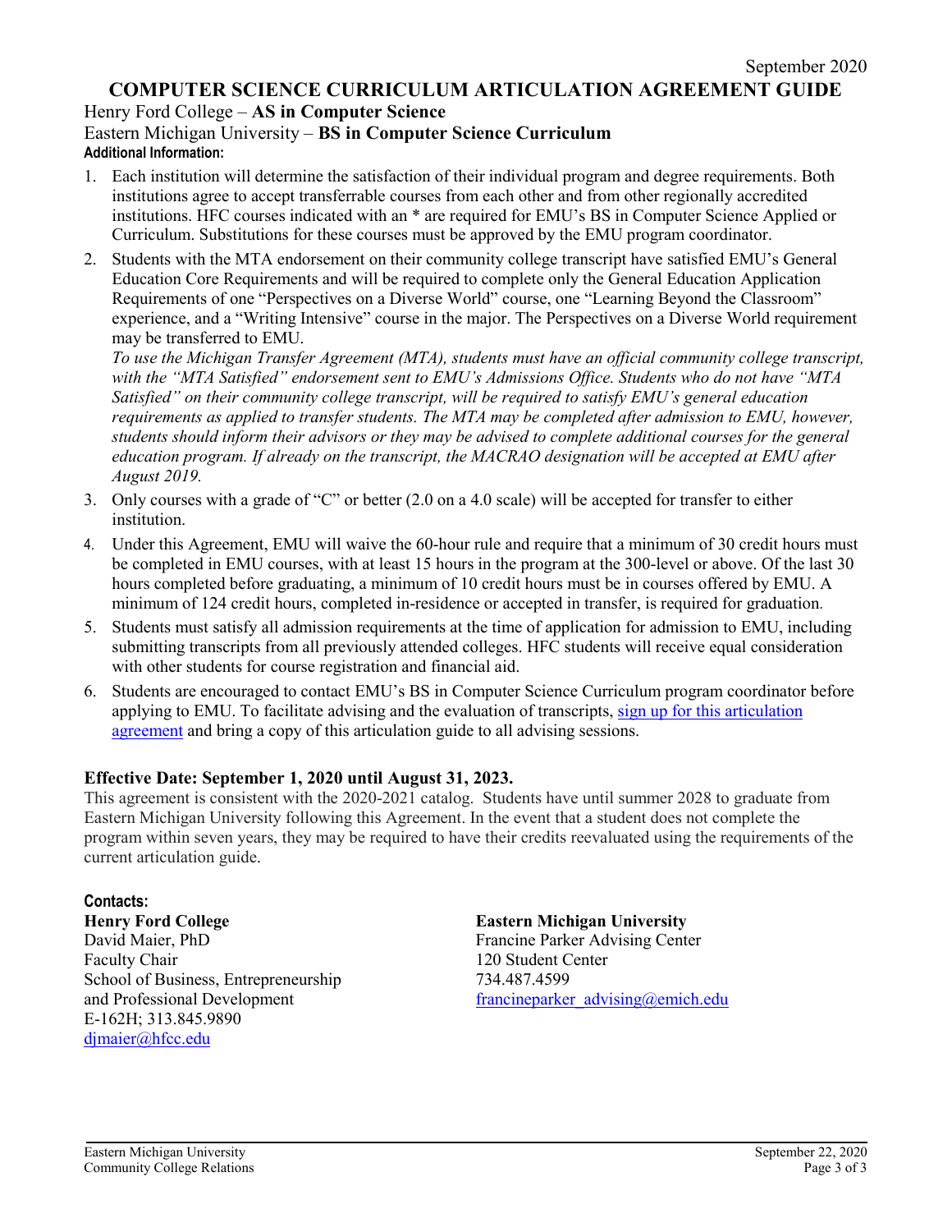September 2020

# COMPUTER SCIENCE CURRICULUM ARTICULATION AGREEMENT GUIDE

Henry Ford College – **AS in Computer Science**

Eastern Michigan University – **BS in Computer Science Curriculum**

**Additional Information:**

1. Each institution will determine the satisfaction of their individual program and degree requirements. Both institutions agree to accept transferrable courses from each other and from other regionally accredited institutions. HFC courses indicated with an * are required for EMU's BS in Computer Science Applied or Curriculum. Substitutions for these courses must be approved by the EMU program coordinator.
2. Students with the MTA endorsement on their community college transcript have satisfied EMU's General Education Core Requirements and will be required to complete only the General Education Application Requirements of one "Perspectives on a Diverse World" course, one "Learning Beyond the Classroom" experience, and a "Writing Intensive" course in the major. The Perspectives on a Diverse World requirement may be transferred to EMU.
   *To use the Michigan Transfer Agreement (MTA), students must have an official community college transcript, with the "MTA Satisfied" endorsement sent to EMU's Admissions Office. Students who do not have "MTA Satisfied" on their community college transcript, will be required to satisfy EMU's general education requirements as applied to transfer students. The MTA may be completed after admission to EMU, however, students should inform their advisors or they may be advised to complete additional courses for the general education program. If already on the transcript, the MACRAO designation will be accepted at EMU after August 2019.*
3. Only courses with a grade of "C" or better (2.0 on a 4.0 scale) will be accepted for transfer to either institution.
4. Under this Agreement, EMU will waive the 60-hour rule and require that a minimum of 30 credit hours must be completed in EMU courses, with at least 15 hours in the program at the 300-level or above. Of the last 30 hours completed before graduating, a minimum of 10 credit hours must be in courses offered by EMU. A minimum of 124 credit hours, completed in-residence or accepted in transfer, is required for graduation.
5. Students must satisfy all admission requirements at the time of application for admission to EMU, including submitting transcripts from all previously attended colleges. HFC students will receive equal consideration with other students for course registration and financial aid.
6. Students are encouraged to contact EMU's BS in Computer Science Curriculum program coordinator before applying to EMU. To facilitate advising and the evaluation of transcripts, sign up for this articulation agreement and bring a copy of this articulation guide to all advising sessions.

## Effective Date: September 1, 2020 until August 31, 2023.

This agreement is consistent with the 2020-2021 catalog. Students have until summer 2028 to graduate from Eastern Michigan University following this Agreement. In the event that a student does not complete the program within seven years, they may be required to have their credits reevaluated using the requirements of the current articulation guide.

**Contacts:**

**Henry Ford College**
David Maier, PhD
Faculty Chair
School of Business, Entrepreneurship and Professional Development
E-162H; 313.845.9890
djmaier@hfcc.edu

**Eastern Michigan University**
Francine Parker Advising Center
120 Student Center
734.487.4599
francineparker_advising@emich.edu